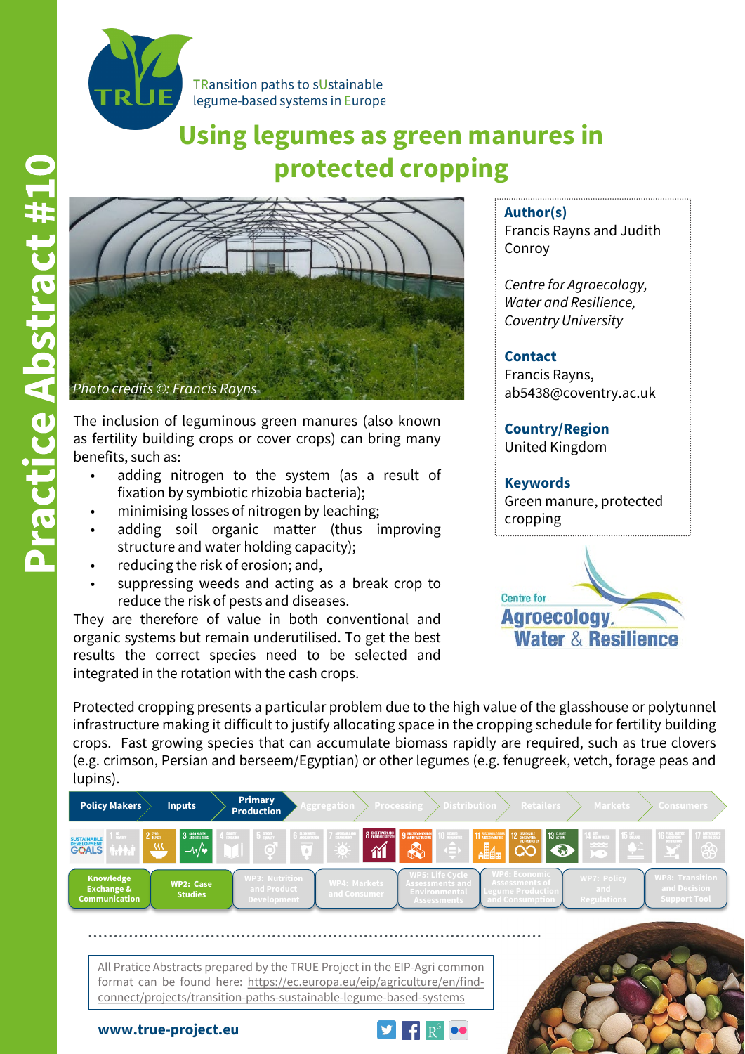# Practice Abstract #10

TRansition paths to sUstainable legume-based systems in Europe

# Using legumes as green manures in protected cropping

*Photo credits ©: Francis Rayns*

The inclusion of leguminous green manures (also known as fertility building crops or cover crops) can bring many benefits, such as:

- adding nitrogen to the system (as a result of fixation by symbiotic rhizobia bacteria);
- minimising losses of nitrogen by leaching;
- adding soil organic matter (thus improving structure and water holding capacity);
- reducing the risk of erosion; and,
- suppressing weeds and acting as a break crop to reduce the risk of pests and diseases.

They are therefore of value in both conventional and organic systems but remain underutilised. To get the best results the correct species need to be selected and integrated in the rotation with the cash crops.

**Author(s)**
Francis Rayns and Judith Conroy

*Centre for Agroecology, Water and Resilience, Coventry University*

**Contact**
Francis Rayns, ab5438@coventry.ac.uk

**Country/Region**
United Kingdom

**Keywords**
Green manure, protected cropping

Centre for Agroecology, Water & Resilience

Protected cropping presents a particular problem due to the high value of the glasshouse or polytunnel infrastructure making it difficult to justify allocating space in the cropping schedule for fertility building crops. Fast growing species that can accumulate biomass rapidly are required, such as true clovers (e.g. crimson, Persian and berseem/Egyptian) or other legumes (e.g. fenugreek, vetch, forage peas and lupins).

Policy Makers | Inputs | Primary Production | Aggregation | Processing | Distribution | Retailers | Markets | Consumers

Knowledge Exchange & Communication | WP2: Case Studies | WP3: Nutrition and Product Development | WP4: Markets and Consumer | WP5: Life Cycle Assessments and Environmental Assessments | WP6: Economic Assessments of Legume Production and Consumption | WP7: Policy and Regulations | WP8: Transition and Decision Support Tool

All Pratice Abstracts prepared by the TRUE Project in the EIP-Agri common format can be found here: https://ec.europa.eu/eip/agriculture/en/find-connect/projects/transition-paths-sustainable-legume-based-systems

**www.true-project.eu**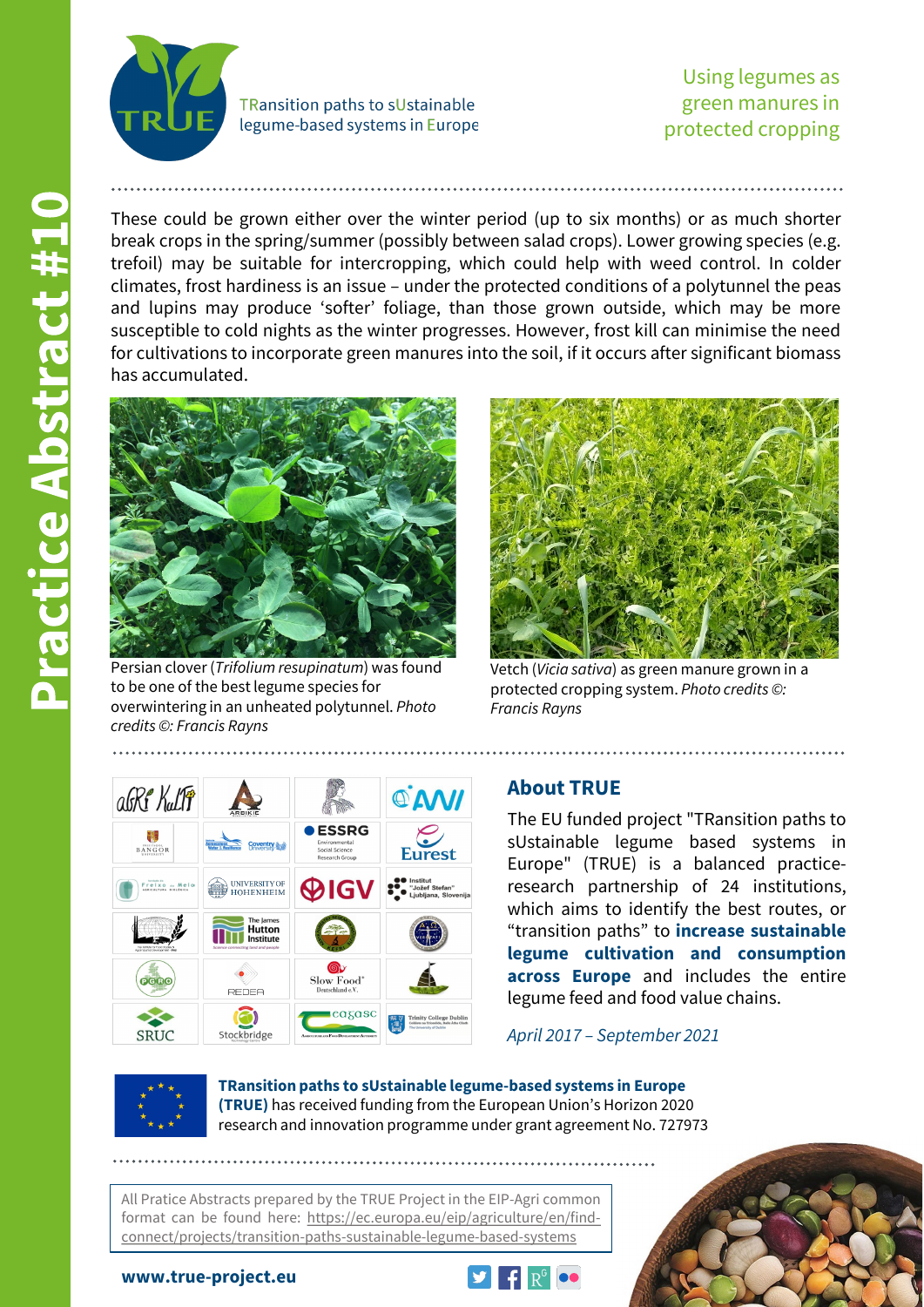# Using legumes as green manures in protected cropping

These could be grown either over the winter period (up to six months) or as much shorter break crops in the spring/summer (possibly between salad crops). Lower growing species (e.g. trefoil) may be suitable for intercropping, which could help with weed control. In colder climates, frost hardiness is an issue – under the protected conditions of a polytunnel the peas and lupins may produce 'softer' foliage, than those grown outside, which may be more susceptible to cold nights as the winter progresses. However, frost kill can minimise the need for cultivations to incorporate green manures into the soil, if it occurs after significant biomass has accumulated.

Persian clover (*Trifolium resupinatum*) was found to be one of the best legume species for overwintering in an unheated polytunnel. *Photo credits ©: Francis Rayns*

Vetch (*Vicia sativa*) as green manure grown in a protected cropping system. *Photo credits ©: Francis Rayns*

## About TRUE

The EU funded project "TRansition paths to sUstainable legume based systems in Europe" (TRUE) is a balanced practice-research partnership of 24 institutions, which aims to identify the best routes, or "transition paths" to **increase sustainable legume cultivation and consumption across Europe** and includes the entire legume feed and food value chains.

*April 2017 – September 2021*

**TRansition paths to sUstainable legume-based systems in Europe (TRUE)** has received funding from the European Union's Horizon 2020 research and innovation programme under grant agreement No. 727973

All Pratice Abstracts prepared by the TRUE Project in the EIP-Agri common format can be found here: https://ec.europa.eu/eip/agriculture/en/find-connect/projects/transition-paths-sustainable-legume-based-systems

**www.true-project.eu**